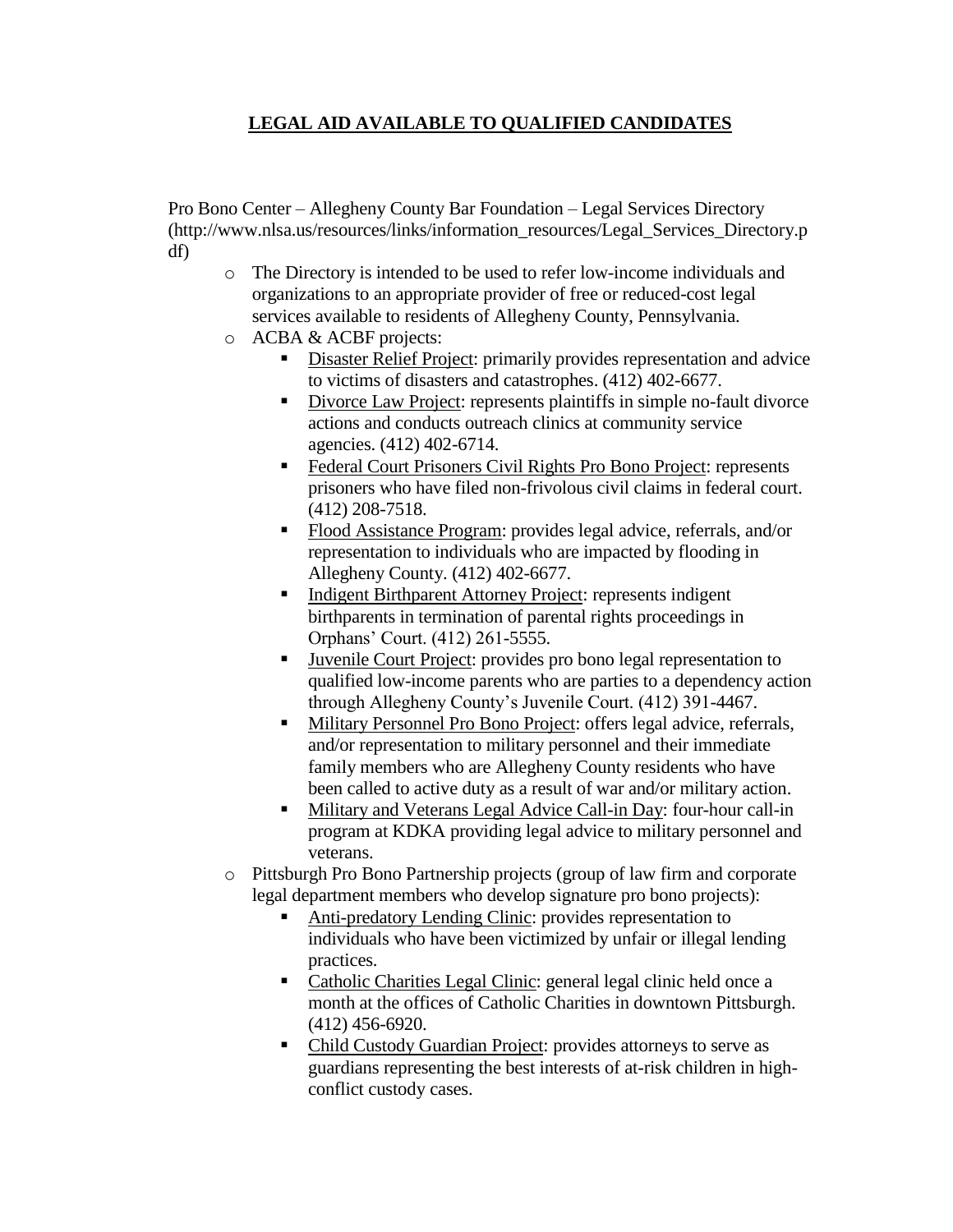# LEGAL AID AVAILABLE TO QUALIFIED CANDIDATES

Pro Bono Center – Allegheny County Bar Foundation – Legal Services Directory (http://www.nlsa.us/resources/links/information_resources/Legal_Services_Directory.pdf)

- The Directory is intended to be used to refer low-income individuals and organizations to an appropriate provider of free or reduced-cost legal services available to residents of Allegheny County, Pennsylvania.
- ACBA & ACBF projects:
    - Disaster Relief Project: primarily provides representation and advice to victims of disasters and catastrophes. (412) 402-6677.
    - Divorce Law Project: represents plaintiffs in simple no-fault divorce actions and conducts outreach clinics at community service agencies. (412) 402-6714.
    - Federal Court Prisoners Civil Rights Pro Bono Project: represents prisoners who have filed non-frivolous civil claims in federal court. (412) 208-7518.
    - Flood Assistance Program: provides legal advice, referrals, and/or representation to individuals who are impacted by flooding in Allegheny County. (412) 402-6677.
    - Indigent Birthparent Attorney Project: represents indigent birthparents in termination of parental rights proceedings in Orphans' Court. (412) 261-5555.
    - Juvenile Court Project: provides pro bono legal representation to qualified low-income parents who are parties to a dependency action through Allegheny County's Juvenile Court. (412) 391-4467.
    - Military Personnel Pro Bono Project: offers legal advice, referrals, and/or representation to military personnel and their immediate family members who are Allegheny County residents who have been called to active duty as a result of war and/or military action.
    - Military and Veterans Legal Advice Call-in Day: four-hour call-in program at KDKA providing legal advice to military personnel and veterans.
- Pittsburgh Pro Bono Partnership projects (group of law firm and corporate legal department members who develop signature pro bono projects):
    - Anti-predatory Lending Clinic: provides representation to individuals who have been victimized by unfair or illegal lending practices.
    - Catholic Charities Legal Clinic: general legal clinic held once a month at the offices of Catholic Charities in downtown Pittsburgh. (412) 456-6920.
    - Child Custody Guardian Project: provides attorneys to serve as guardians representing the best interests of at-risk children in high-conflict custody cases.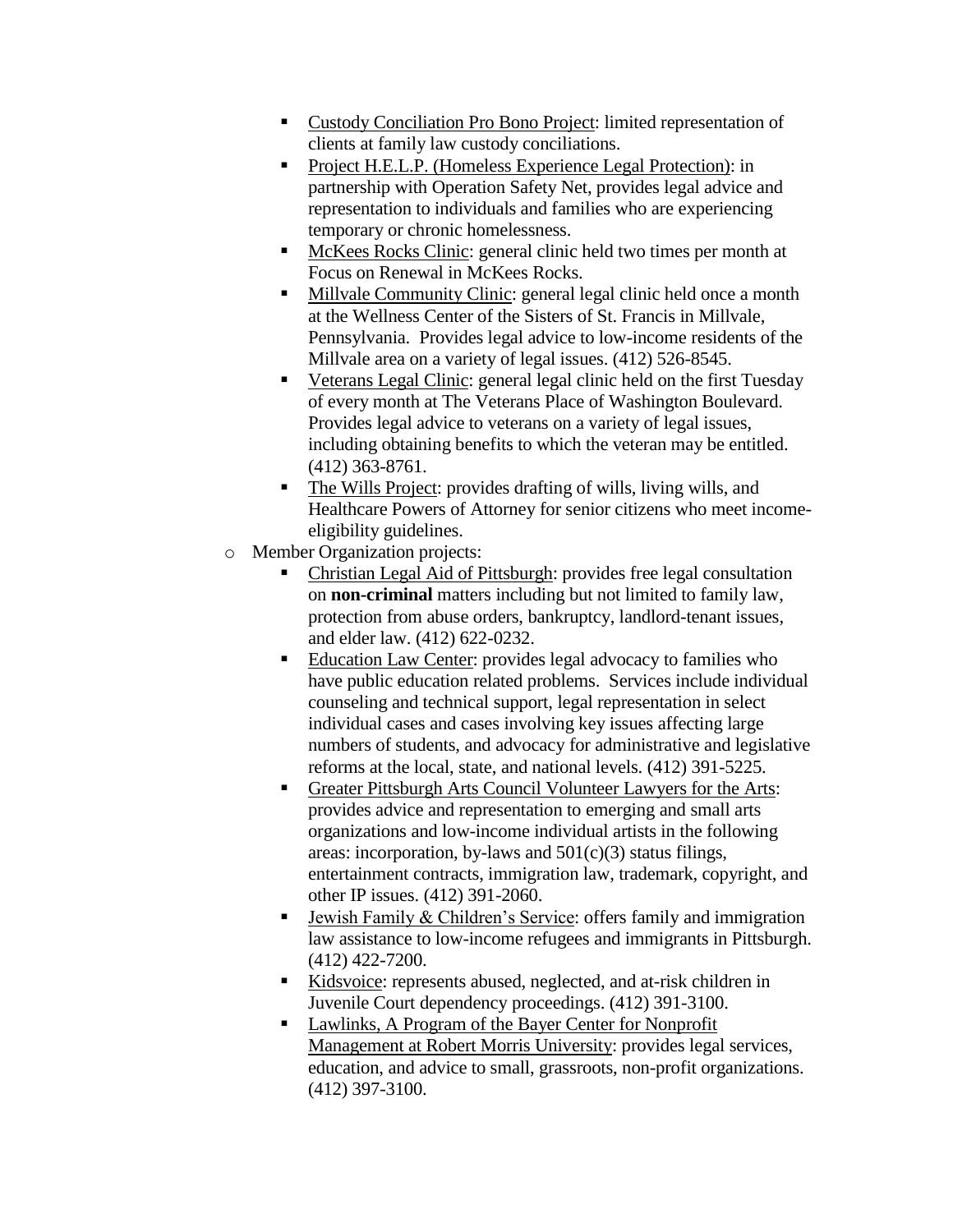- Custody Conciliation Pro Bono Project: limited representation of clients at family law custody conciliations.
    - Project H.E.L.P. (Homeless Experience Legal Protection): in partnership with Operation Safety Net, provides legal advice and representation to individuals and families who are experiencing temporary or chronic homelessness.
    - McKees Rocks Clinic: general clinic held two times per month at Focus on Renewal in McKees Rocks.
    - Millvale Community Clinic: general legal clinic held once a month at the Wellness Center of the Sisters of St. Francis in Millvale, Pennsylvania. Provides legal advice to low-income residents of the Millvale area on a variety of legal issues. (412) 526-8545.
    - Veterans Legal Clinic: general legal clinic held on the first Tuesday of every month at The Veterans Place of Washington Boulevard. Provides legal advice to veterans on a variety of legal issues, including obtaining benefits to which the veteran may be entitled. (412) 363-8761.
    - The Wills Project: provides drafting of wills, living wills, and Healthcare Powers of Attorney for senior citizens who meet income-eligibility guidelines.
  - Member Organization projects:
    - Christian Legal Aid of Pittsburgh: provides free legal consultation on **non-criminal** matters including but not limited to family law, protection from abuse orders, bankruptcy, landlord-tenant issues, and elder law. (412) 622-0232.
    - Education Law Center: provides legal advocacy to families who have public education related problems. Services include individual counseling and technical support, legal representation in select individual cases and cases involving key issues affecting large numbers of students, and advocacy for administrative and legislative reforms at the local, state, and national levels. (412) 391-5225.
    - Greater Pittsburgh Arts Council Volunteer Lawyers for the Arts: provides advice and representation to emerging and small arts organizations and low-income individual artists in the following areas: incorporation, by-laws and 501(c)(3) status filings, entertainment contracts, immigration law, trademark, copyright, and other IP issues. (412) 391-2060.
    - Jewish Family & Children's Service: offers family and immigration law assistance to low-income refugees and immigrants in Pittsburgh. (412) 422-7200.
    - Kidsvoice: represents abused, neglected, and at-risk children in Juvenile Court dependency proceedings. (412) 391-3100.
    - Lawlinks, A Program of the Bayer Center for Nonprofit Management at Robert Morris University: provides legal services, education, and advice to small, grassroots, non-profit organizations. (412) 397-3100.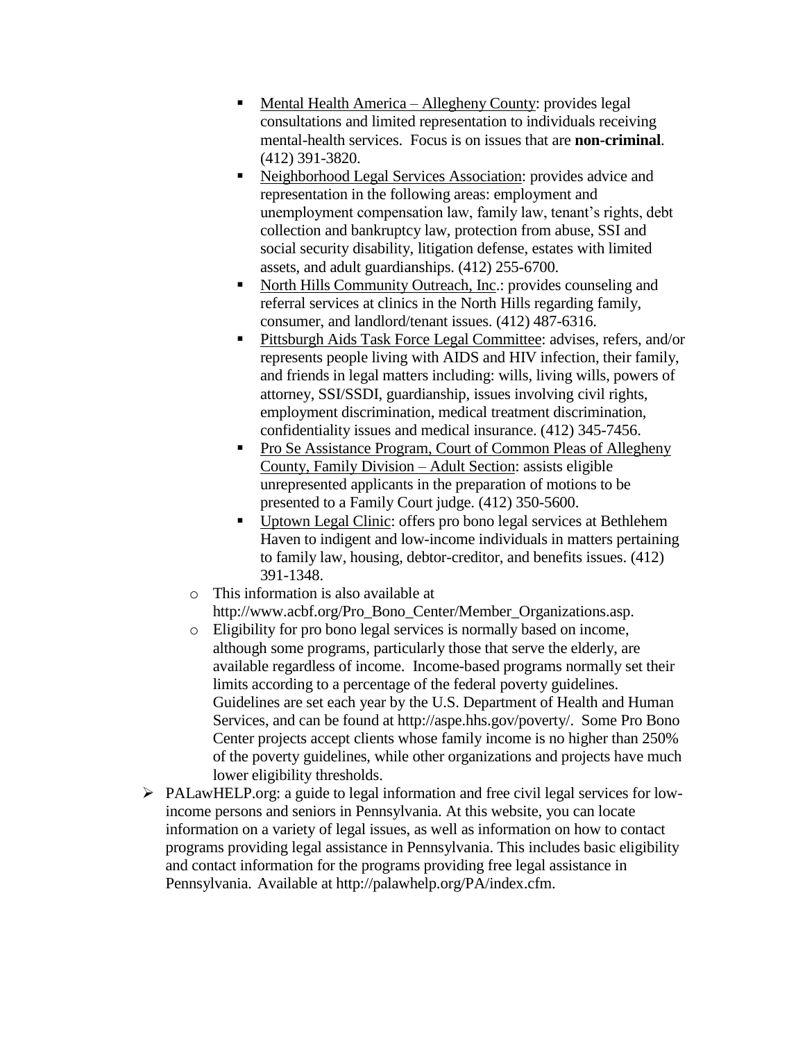- <u>Mental Health America – Allegheny County</u>: provides legal consultations and limited representation to individuals receiving mental-health services. Focus is on issues that are **non-criminal**. (412) 391-3820.
        - <u>Neighborhood Legal Services Association</u>: provides advice and representation in the following areas: employment and unemployment compensation law, family law, tenant's rights, debt collection and bankruptcy law, protection from abuse, SSI and social security disability, litigation defense, estates with limited assets, and adult guardianships. (412) 255-6700.
        - <u>North Hills Community Outreach, Inc.</u>: provides counseling and referral services at clinics in the North Hills regarding family, consumer, and landlord/tenant issues. (412) 487-6316.
        - <u>Pittsburgh Aids Task Force Legal Committee</u>: advises, refers, and/or represents people living with AIDS and HIV infection, their family, and friends in legal matters including: wills, living wills, powers of attorney, SSI/SSDI, guardianship, issues involving civil rights, employment discrimination, medical treatment discrimination, confidentiality issues and medical insurance. (412) 345-7456.
        - <u>Pro Se Assistance Program, Court of Common Pleas of Allegheny County, Family Division – Adult Section</u>: assists eligible unrepresented applicants in the preparation of motions to be presented to a Family Court judge. (412) 350-5600.
        - <u>Uptown Legal Clinic</u>: offers pro bono legal services at Bethlehem Haven to indigent and low-income individuals in matters pertaining to family law, housing, debtor-creditor, and benefits issues. (412) 391-1348.
    - This information is also available at http://www.acbf.org/Pro_Bono_Center/Member_Organizations.asp.
    - Eligibility for pro bono legal services is normally based on income, although some programs, particularly those that serve the elderly, are available regardless of income. Income-based programs normally set their limits according to a percentage of the federal poverty guidelines. Guidelines are set each year by the U.S. Department of Health and Human Services, and can be found at http://aspe.hhs.gov/poverty/. Some Pro Bono Center projects accept clients whose family income is no higher than 250% of the poverty guidelines, while other organizations and projects have much lower eligibility thresholds.
- PALawHELP.org: a guide to legal information and free civil legal services for low-income persons and seniors in Pennsylvania. At this website, you can locate information on a variety of legal issues, as well as information on how to contact programs providing legal assistance in Pennsylvania. This includes basic eligibility and contact information for the programs providing free legal assistance in Pennsylvania. Available at http://palawhelp.org/PA/index.cfm.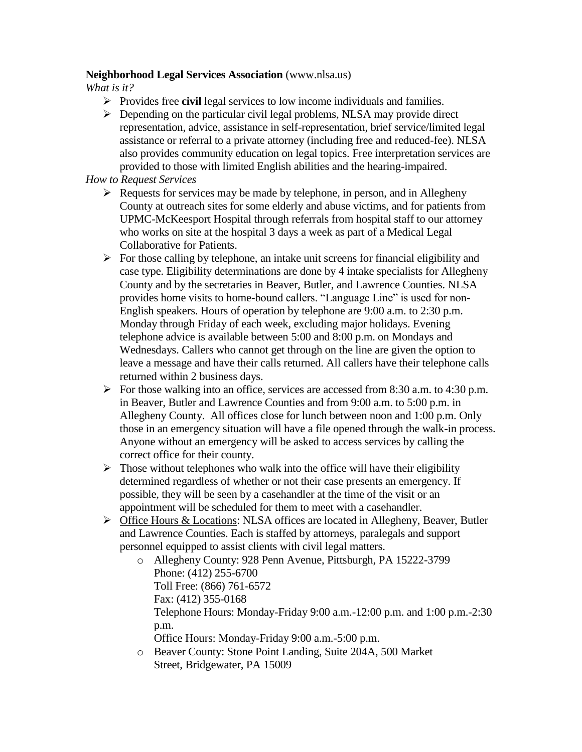**Neighborhood Legal Services Association** (www.nlsa.us)

*What is it?*

- Provides free **civil** legal services to low income individuals and families.
- Depending on the particular civil legal problems, NLSA may provide direct representation, advice, assistance in self-representation, brief service/limited legal assistance or referral to a private attorney (including free and reduced-fee). NLSA also provides community education on legal topics. Free interpretation services are provided to those with limited English abilities and the hearing-impaired.

*How to Request Services*

- Requests for services may be made by telephone, in person, and in Allegheny County at outreach sites for some elderly and abuse victims, and for patients from UPMC-McKeesport Hospital through referrals from hospital staff to our attorney who works on site at the hospital 3 days a week as part of a Medical Legal Collaborative for Patients.
- For those calling by telephone, an intake unit screens for financial eligibility and case type. Eligibility determinations are done by 4 intake specialists for Allegheny County and by the secretaries in Beaver, Butler, and Lawrence Counties. NLSA provides home visits to home-bound callers. "Language Line" is used for non-English speakers. Hours of operation by telephone are 9:00 a.m. to 2:30 p.m. Monday through Friday of each week, excluding major holidays. Evening telephone advice is available between 5:00 and 8:00 p.m. on Mondays and Wednesdays. Callers who cannot get through on the line are given the option to leave a message and have their calls returned. All callers have their telephone calls returned within 2 business days.
- For those walking into an office, services are accessed from 8:30 a.m. to 4:30 p.m. in Beaver, Butler and Lawrence Counties and from 9:00 a.m. to 5:00 p.m. in Allegheny County. All offices close for lunch between noon and 1:00 p.m. Only those in an emergency situation will have a file opened through the walk-in process. Anyone without an emergency will be asked to access services by calling the correct office for their county.
- Those without telephones who walk into the office will have their eligibility determined regardless of whether or not their case presents an emergency. If possible, they will be seen by a casehandler at the time of the visit or an appointment will be scheduled for them to meet with a casehandler.
- Office Hours & Locations: NLSA offices are located in Allegheny, Beaver, Butler and Lawrence Counties. Each is staffed by attorneys, paralegals and support personnel equipped to assist clients with civil legal matters.
    - Allegheny County: 928 Penn Avenue, Pittsburgh, PA 15222-3799
      Phone: (412) 255-6700
      Toll Free: (866) 761-6572
      Fax: (412) 355-0168
      Telephone Hours: Monday-Friday 9:00 a.m.-12:00 p.m. and 1:00 p.m.-2:30 p.m.
      Office Hours: Monday-Friday 9:00 a.m.-5:00 p.m.
    - Beaver County: Stone Point Landing, Suite 204A, 500 Market Street, Bridgewater, PA 15009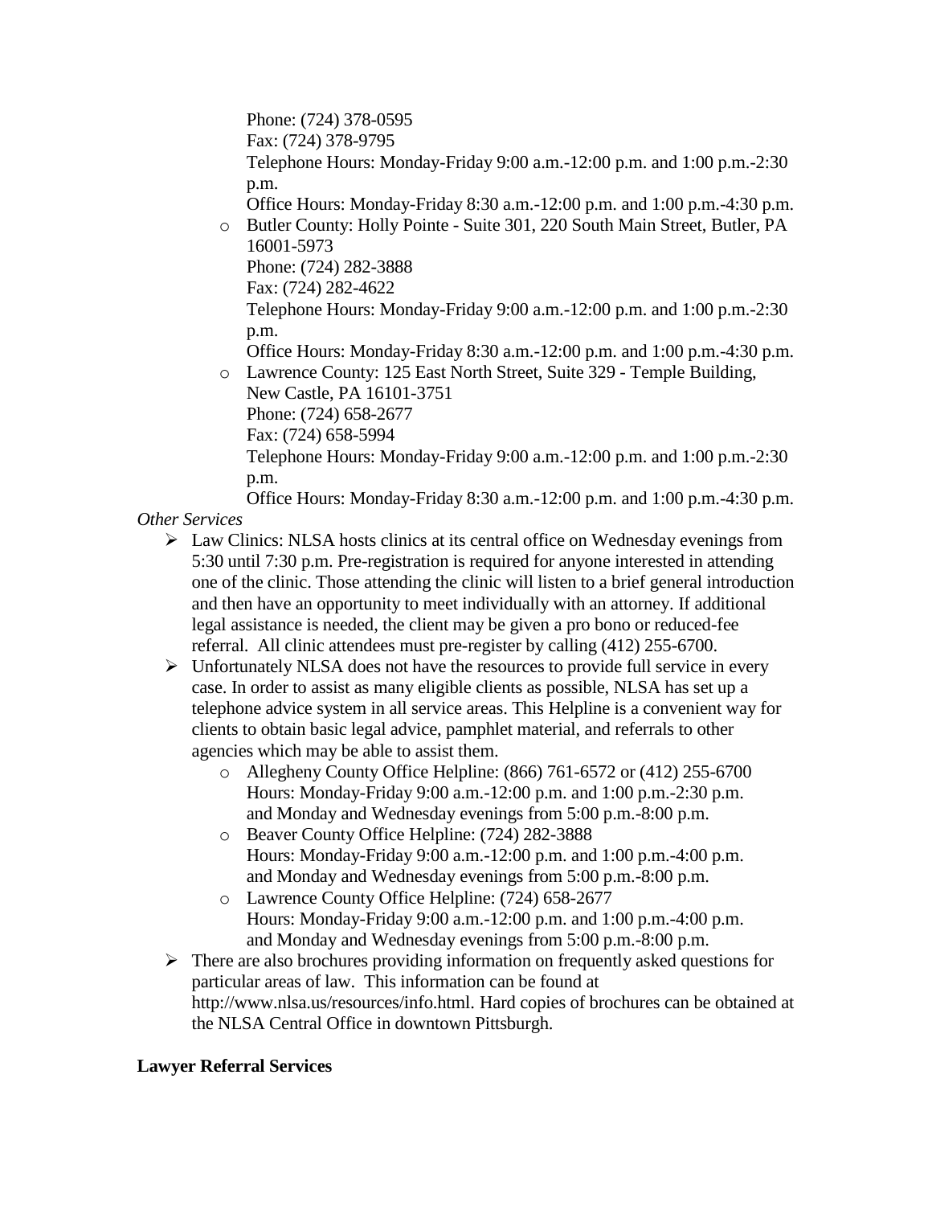Phone: (724) 378-0595
Fax: (724) 378-9795
Telephone Hours: Monday-Friday 9:00 a.m.-12:00 p.m. and 1:00 p.m.-2:30 p.m.
Office Hours: Monday-Friday 8:30 a.m.-12:00 p.m. and 1:00 p.m.-4:30 p.m.

- Butler County: Holly Pointe - Suite 301, 220 South Main Street, Butler, PA 16001-5973
  Phone: (724) 282-3888
  Fax: (724) 282-4622
  Telephone Hours: Monday-Friday 9:00 a.m.-12:00 p.m. and 1:00 p.m.-2:30 p.m.
  Office Hours: Monday-Friday 8:30 a.m.-12:00 p.m. and 1:00 p.m.-4:30 p.m.
- Lawrence County: 125 East North Street, Suite 329 - Temple Building, New Castle, PA 16101-3751
  Phone: (724) 658-2677
  Fax: (724) 658-5994
  Telephone Hours: Monday-Friday 9:00 a.m.-12:00 p.m. and 1:00 p.m.-2:30 p.m.
  Office Hours: Monday-Friday 8:30 a.m.-12:00 p.m. and 1:00 p.m.-4:30 p.m.

*Other Services*

- Law Clinics: NLSA hosts clinics at its central office on Wednesday evenings from 5:30 until 7:30 p.m. Pre-registration is required for anyone interested in attending one of the clinic. Those attending the clinic will listen to a brief general introduction and then have an opportunity to meet individually with an attorney. If additional legal assistance is needed, the client may be given a pro bono or reduced-fee referral. All clinic attendees must pre-register by calling (412) 255-6700.
- Unfortunately NLSA does not have the resources to provide full service in every case. In order to assist as many eligible clients as possible, NLSA has set up a telephone advice system in all service areas. This Helpline is a convenient way for clients to obtain basic legal advice, pamphlet material, and referrals to other agencies which may be able to assist them.
  - Allegheny County Office Helpline: (866) 761-6572 or (412) 255-6700
    Hours: Monday-Friday 9:00 a.m.-12:00 p.m. and 1:00 p.m.-2:30 p.m. and Monday and Wednesday evenings from 5:00 p.m.-8:00 p.m.
  - Beaver County Office Helpline: (724) 282-3888
    Hours: Monday-Friday 9:00 a.m.-12:00 p.m. and 1:00 p.m.-4:00 p.m. and Monday and Wednesday evenings from 5:00 p.m.-8:00 p.m.
  - Lawrence County Office Helpline: (724) 658-2677
    Hours: Monday-Friday 9:00 a.m.-12:00 p.m. and 1:00 p.m.-4:00 p.m. and Monday and Wednesday evenings from 5:00 p.m.-8:00 p.m.
- There are also brochures providing information on frequently asked questions for particular areas of law. This information can be found at http://www.nlsa.us/resources/info.html. Hard copies of brochures can be obtained at the NLSA Central Office in downtown Pittsburgh.

**Lawyer Referral Services**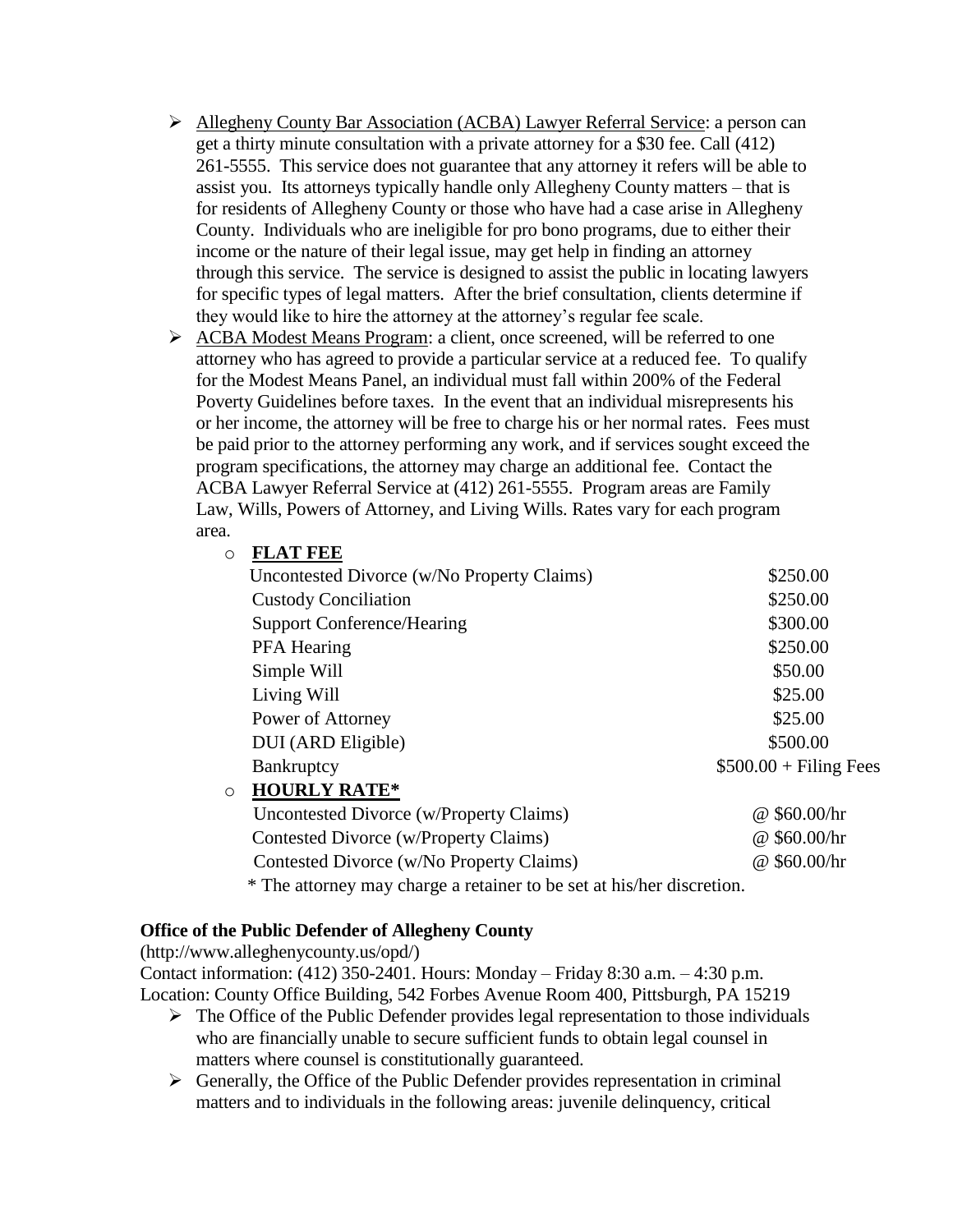- Allegheny County Bar Association (ACBA) Lawyer Referral Service: a person can get a thirty minute consultation with a private attorney for a $30 fee. Call (412) 261-5555. This service does not guarantee that any attorney it refers will be able to assist you. Its attorneys typically handle only Allegheny County matters – that is for residents of Allegheny County or those who have had a case arise in Allegheny County. Individuals who are ineligible for pro bono programs, due to either their income or the nature of their legal issue, may get help in finding an attorney through this service. The service is designed to assist the public in locating lawyers for specific types of legal matters. After the brief consultation, clients determine if they would like to hire the attorney at the attorney's regular fee scale.
- ACBA Modest Means Program: a client, once screened, will be referred to one attorney who has agreed to provide a particular service at a reduced fee. To qualify for the Modest Means Panel, an individual must fall within 200% of the Federal Poverty Guidelines before taxes. In the event that an individual misrepresents his or her income, the attorney will be free to charge his or her normal rates. Fees must be paid prior to the attorney performing any work, and if services sought exceed the program specifications, the attorney may charge an additional fee. Contact the ACBA Lawyer Referral Service at (412) 261-5555. Program areas are Family Law, Wills, Powers of Attorney, and Living Wills. Rates vary for each program area.
  - **FLAT FEE**

    | Service | Fee |
    |---|---|
    | Uncontested Divorce (w/No Property Claims) | $250.00 |
    | Custody Conciliation | $250.00 |
    | Support Conference/Hearing | $300.00 |
    | PFA Hearing | $250.00 |
    | Simple Will | $50.00 |
    | Living Will | $25.00 |
    | Power of Attorney | $25.00 |
    | DUI (ARD Eligible) | $500.00 |
    | Bankruptcy | $500.00 + Filing Fees |

  - **HOURLY RATE***

    | Service | Rate |
    |---|---|
    | Uncontested Divorce (w/Property Claims) | @ $60.00/hr |
    | Contested Divorce (w/Property Claims) | @ $60.00/hr |
    | Contested Divorce (w/No Property Claims) | @ $60.00/hr |

    \* The attorney may charge a retainer to be set at his/her discretion.

**Office of the Public Defender of Allegheny County**

(http://www.alleghenycounty.us/opd/)

Contact information: (412) 350-2401. Hours: Monday – Friday 8:30 a.m. – 4:30 p.m.

Location: County Office Building, 542 Forbes Avenue Room 400, Pittsburgh, PA 15219

- The Office of the Public Defender provides legal representation to those individuals who are financially unable to secure sufficient funds to obtain legal counsel in matters where counsel is constitutionally guaranteed.
- Generally, the Office of the Public Defender provides representation in criminal matters and to individuals in the following areas: juvenile delinquency, critical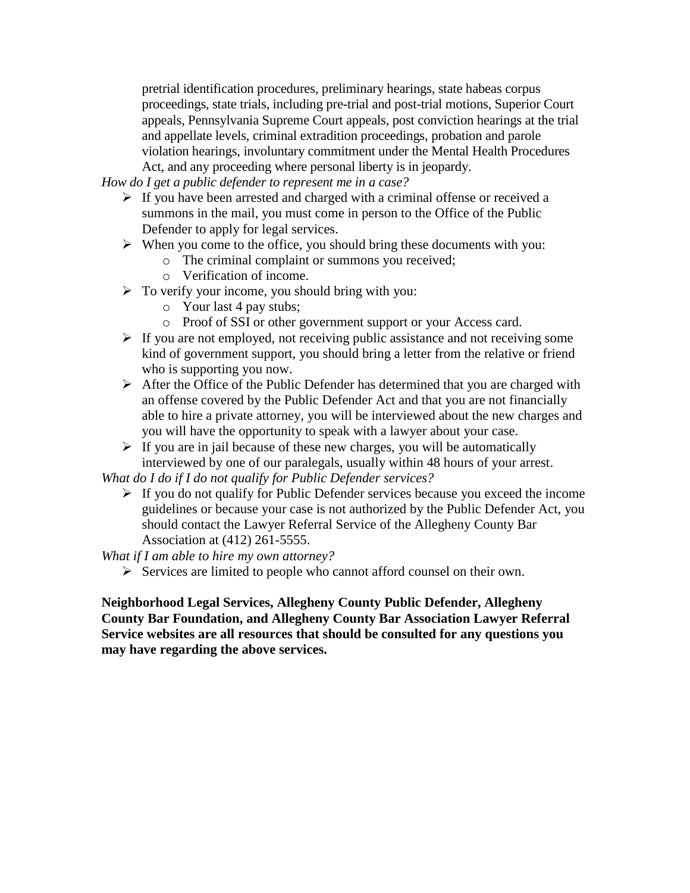pretrial identification procedures, preliminary hearings, state habeas corpus proceedings, state trials, including pre-trial and post-trial motions, Superior Court appeals, Pennsylvania Supreme Court appeals, post conviction hearings at the trial and appellate levels, criminal extradition proceedings, probation and parole violation hearings, involuntary commitment under the Mental Health Procedures Act, and any proceeding where personal liberty is in jeopardy.

*How do I get a public defender to represent me in a case?*

- If you have been arrested and charged with a criminal offense or received a summons in the mail, you must come in person to the Office of the Public Defender to apply for legal services.
- When you come to the office, you should bring these documents with you:
  - The criminal complaint or summons you received;
  - Verification of income.
- To verify your income, you should bring with you:
  - Your last 4 pay stubs;
  - Proof of SSI or other government support or your Access card.
- If you are not employed, not receiving public assistance and not receiving some kind of government support, you should bring a letter from the relative or friend who is supporting you now.
- After the Office of the Public Defender has determined that you are charged with an offense covered by the Public Defender Act and that you are not financially able to hire a private attorney, you will be interviewed about the new charges and you will have the opportunity to speak with a lawyer about your case.
- If you are in jail because of these new charges, you will be automatically interviewed by one of our paralegals, usually within 48 hours of your arrest.

*What do I do if I do not qualify for Public Defender services?*

- If you do not qualify for Public Defender services because you exceed the income guidelines or because your case is not authorized by the Public Defender Act, you should contact the Lawyer Referral Service of the Allegheny County Bar Association at (412) 261-5555.

*What if I am able to hire my own attorney?*

- Services are limited to people who cannot afford counsel on their own.

**Neighborhood Legal Services, Allegheny County Public Defender, Allegheny County Bar Foundation, and Allegheny County Bar Association Lawyer Referral Service websites are all resources that should be consulted for any questions you may have regarding the above services.**